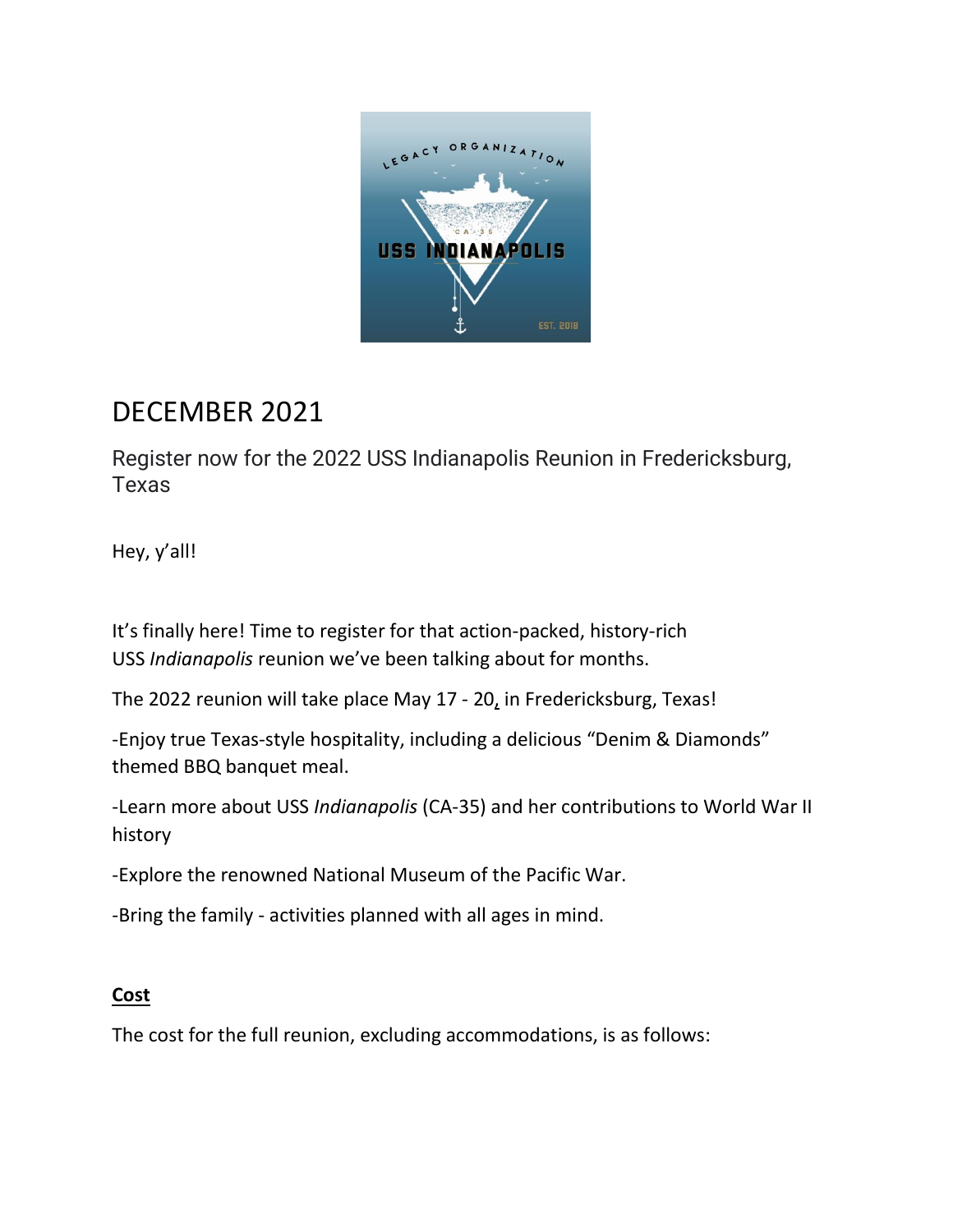# DECEMBER 2021

## Register now for the 2022 USS Indianapolis Reunion in Fredericksburg, Texas

Hey, y'all!

It's finally here! Time to register for that action-packed, history-rich USS *Indianapolis* reunion we've been talking about for months.

The 2022 reunion will take place May 17 - 20, in Fredericksburg, Texas!

-Enjoy true Texas-style hospitality, including a delicious "Denim & Diamonds" themed BBQ banquet meal.

-Learn more about USS *Indianapolis* (CA-35) and her contributions to World War II history

-Explore the renowned National Museum of the Pacific War.

-Bring the family - activities planned with all ages in mind.

**Cost**

The cost for the full reunion, excluding accommodations, is as follows: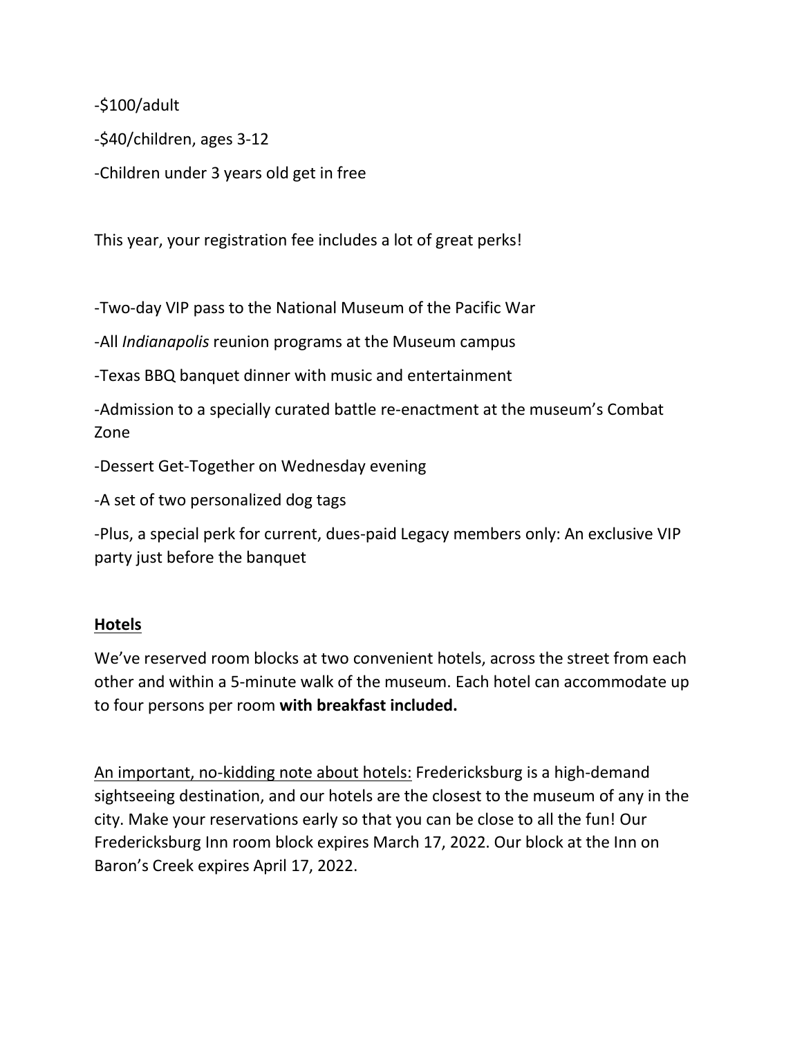-$100/adult

-$40/children, ages 3-12

-Children under 3 years old get in free

This year, your registration fee includes a lot of great perks!

-Two-day VIP pass to the National Museum of the Pacific War

-All *Indianapolis* reunion programs at the Museum campus

-Texas BBQ banquet dinner with music and entertainment

-Admission to a specially curated battle re-enactment at the museum's Combat Zone

-Dessert Get-Together on Wednesday evening

-A set of two personalized dog tags

-Plus, a special perk for current, dues-paid Legacy members only: An exclusive VIP party just before the banquet

**Hotels**

We've reserved room blocks at two convenient hotels, across the street from each other and within a 5-minute walk of the museum. Each hotel can accommodate up to four persons per room **with breakfast included.**

An important, no-kidding note about hotels: Fredericksburg is a high-demand sightseeing destination, and our hotels are the closest to the museum of any in the city. Make your reservations early so that you can be close to all the fun! Our Fredericksburg Inn room block expires March 17, 2022. Our block at the Inn on Baron's Creek expires April 17, 2022.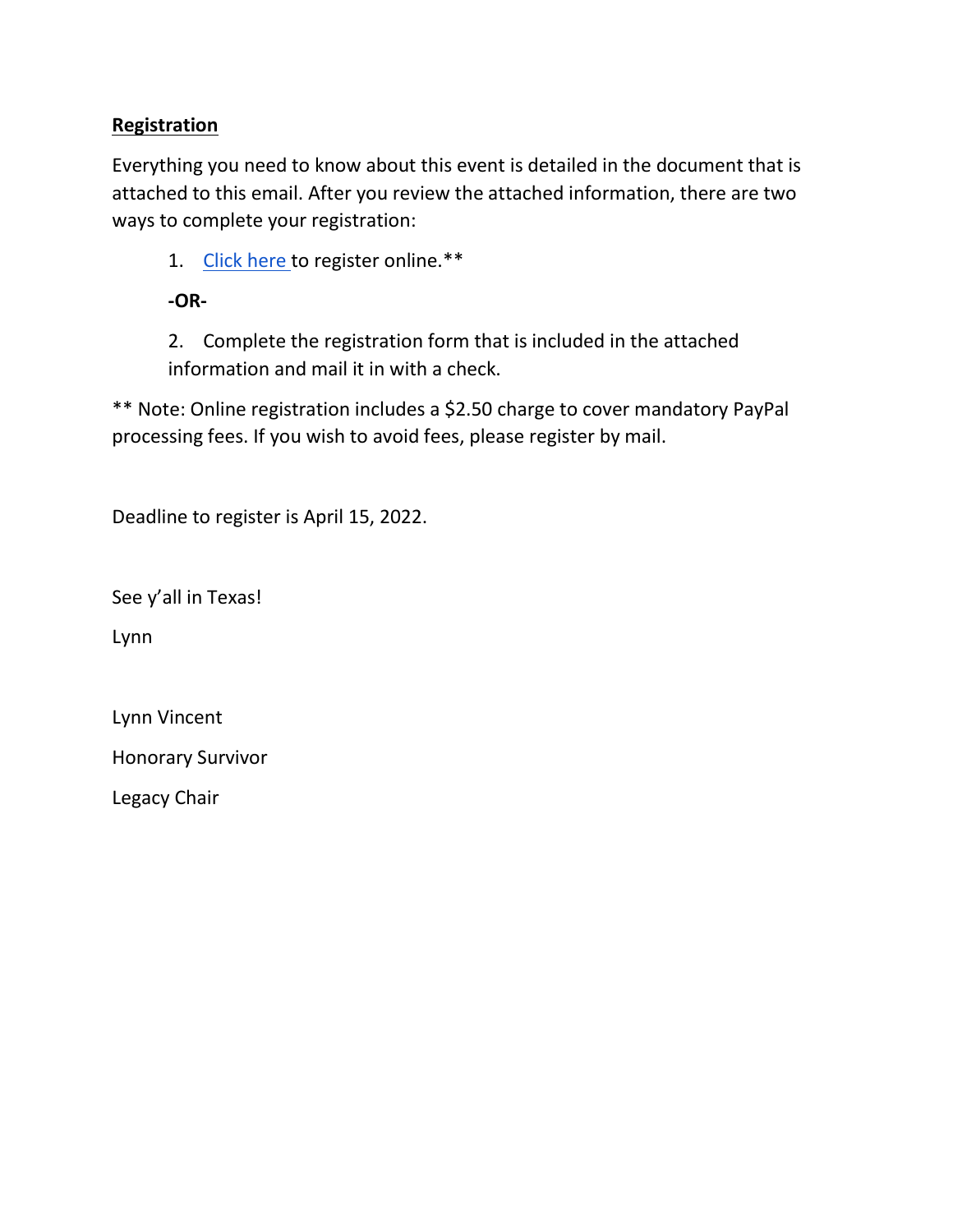**Registration**

Everything you need to know about this event is detailed in the document that is attached to this email. After you review the attached information, there are two ways to complete your registration:

1. Click here to register online.**

**-OR-**

2. Complete the registration form that is included in the attached information and mail it in with a check.

** Note: Online registration includes a $2.50 charge to cover mandatory PayPal processing fees. If you wish to avoid fees, please register by mail.

Deadline to register is April 15, 2022.

See y'all in Texas!

Lynn

Lynn Vincent

Honorary Survivor

Legacy Chair